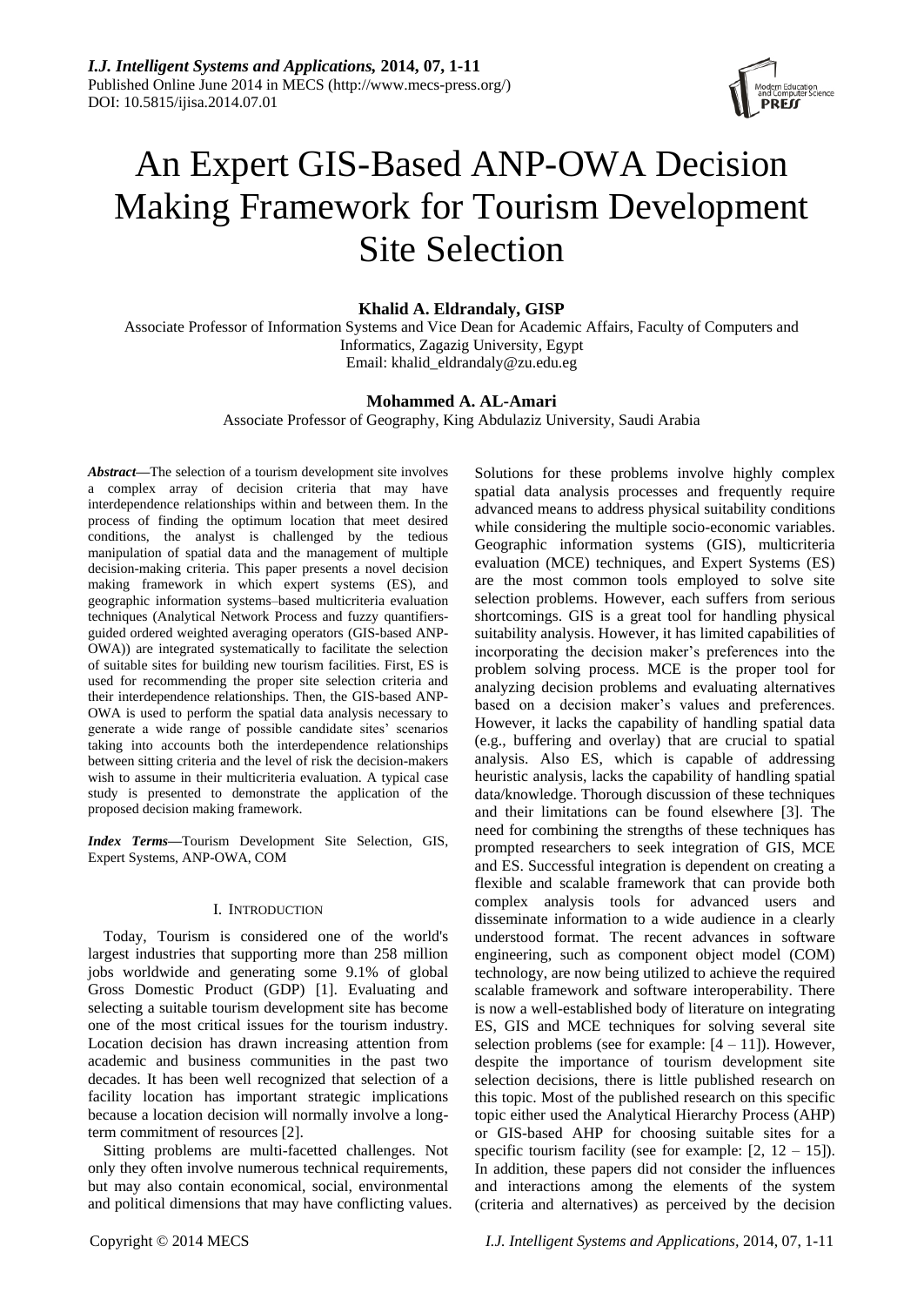# An Expert GIS-Based ANP-OWA Decision Making Framework for Tourism Development Site Selection

**Khalid A. Eldrandaly, GISP**

Associate Professor of Information Systems and Vice Dean for Academic Affairs, Faculty of Computers and Informatics, Zagazig University, Egypt
Email: khalid_eldrandaly@zu.edu.eg

**Mohammed A. AL-Amari**

Associate Professor of Geography, King Abdulaziz University, Saudi Arabia

***Abstract*****—**The selection of a tourism development site involves a complex array of decision criteria that may have interdependence relationships within and between them. In the process of finding the optimum location that meet desired conditions, the analyst is challenged by the tedious manipulation of spatial data and the management of multiple decision-making criteria. This paper presents a novel decision making framework in which expert systems (ES), and geographic information systems–based multicriteria evaluation techniques (Analytical Network Process and fuzzy quantifiers-guided ordered weighted averaging operators (GIS-based ANP-OWA)) are integrated systematically to facilitate the selection of suitable sites for building new tourism facilities. First, ES is used for recommending the proper site selection criteria and their interdependence relationships. Then, the GIS-based ANP-OWA is used to perform the spatial data analysis necessary to generate a wide range of possible candidate sites' scenarios taking into accounts both the interdependence relationships between sitting criteria and the level of risk the decision-makers wish to assume in their multicriteria evaluation. A typical case study is presented to demonstrate the application of the proposed decision making framework.

***Index Terms*****—**Tourism Development Site Selection, GIS, Expert Systems, ANP-OWA, COM

## I. Introduction

Today, Tourism is considered one of the world's largest industries that supporting more than 258 million jobs worldwide and generating some 9.1% of global Gross Domestic Product (GDP) [1]. Evaluating and selecting a suitable tourism development site has become one of the most critical issues for the tourism industry. Location decision has drawn increasing attention from academic and business communities in the past two decades. It has been well recognized that selection of a facility location has important strategic implications because a location decision will normally involve a long-term commitment of resources [2].

Sitting problems are multi-facetted challenges. Not only they often involve numerous technical requirements, but may also contain economical, social, environmental and political dimensions that may have conflicting values. Solutions for these problems involve highly complex spatial data analysis processes and frequently require advanced means to address physical suitability conditions while considering the multiple socio-economic variables. Geographic information systems (GIS), multicriteria evaluation (MCE) techniques, and Expert Systems (ES) are the most common tools employed to solve site selection problems. However, each suffers from serious shortcomings. GIS is a great tool for handling physical suitability analysis. However, it has limited capabilities of incorporating the decision maker's preferences into the problem solving process. MCE is the proper tool for analyzing decision problems and evaluating alternatives based on a decision maker's values and preferences. However, it lacks the capability of handling spatial data (e.g., buffering and overlay) that are crucial to spatial analysis. Also ES, which is capable of addressing heuristic analysis, lacks the capability of handling spatial data/knowledge. Thorough discussion of these techniques and their limitations can be found elsewhere [3]. The need for combining the strengths of these techniques has prompted researchers to seek integration of GIS, MCE and ES. Successful integration is dependent on creating a flexible and scalable framework that can provide both complex analysis tools for advanced users and disseminate information to a wide audience in a clearly understood format. The recent advances in software engineering, such as component object model (COM) technology, are now being utilized to achieve the required scalable framework and software interoperability. There is now a well-established body of literature on integrating ES, GIS and MCE techniques for solving several site selection problems (see for example: [4 – 11]). However, despite the importance of tourism development site selection decisions, there is little published research on this topic. Most of the published research on this specific topic either used the Analytical Hierarchy Process (AHP) or GIS-based AHP for choosing suitable sites for a specific tourism facility (see for example: [2, 12 – 15]). In addition, these papers did not consider the influences and interactions among the elements of the system (criteria and alternatives) as perceived by the decision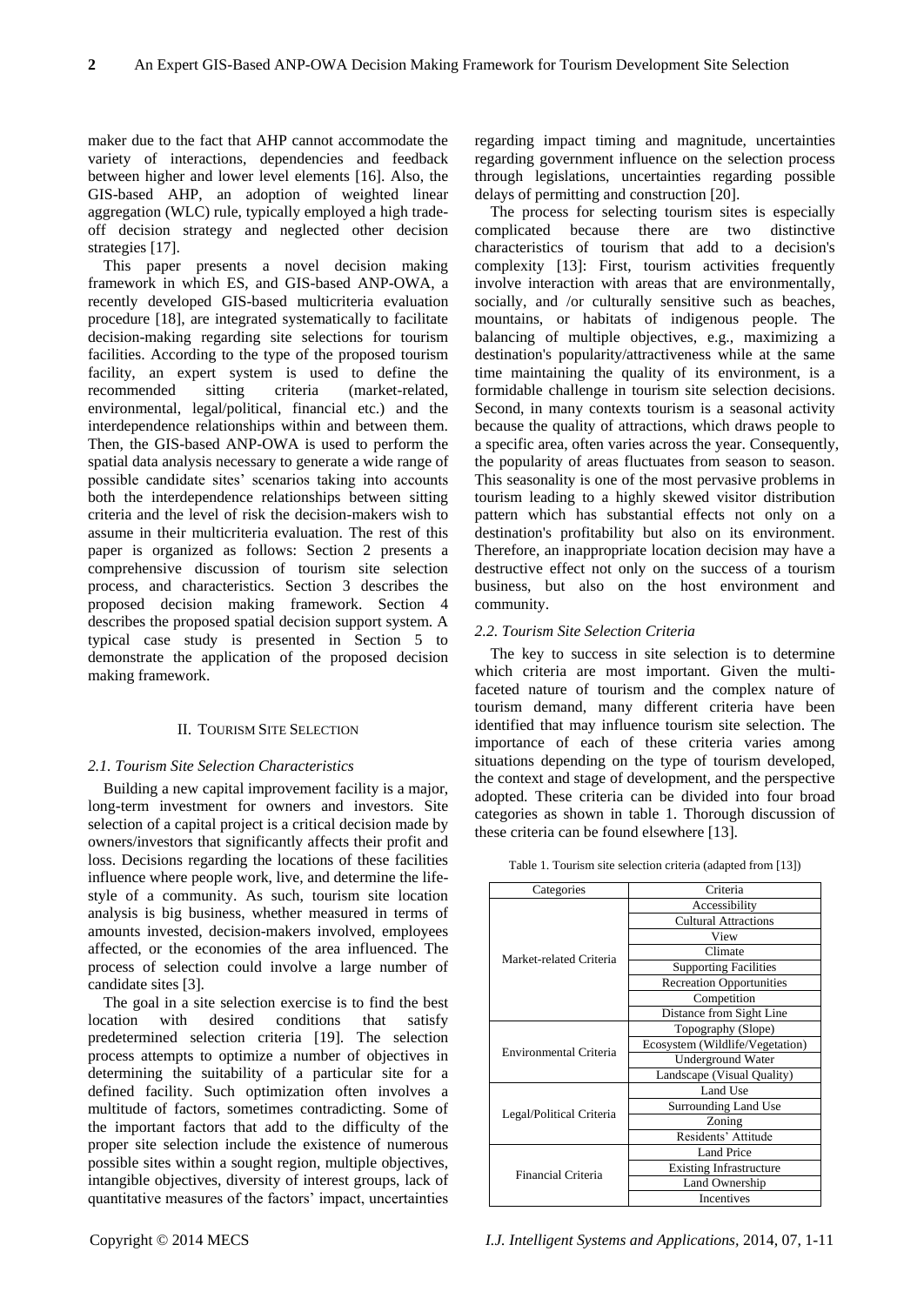maker due to the fact that AHP cannot accommodate the variety of interactions, dependencies and feedback between higher and lower level elements [16]. Also, the GIS-based AHP, an adoption of weighted linear aggregation (WLC) rule, typically employed a high trade-off decision strategy and neglected other decision strategies [17].

This paper presents a novel decision making framework in which ES, and GIS-based ANP-OWA, a recently developed GIS-based multicriteria evaluation procedure [18], are integrated systematically to facilitate decision-making regarding site selections for tourism facilities. According to the type of the proposed tourism facility, an expert system is used to define the recommended sitting criteria (market-related, environmental, legal/political, financial etc.) and the interdependence relationships within and between them. Then, the GIS-based ANP-OWA is used to perform the spatial data analysis necessary to generate a wide range of possible candidate sites' scenarios taking into accounts both the interdependence relationships between sitting criteria and the level of risk the decision-makers wish to assume in their multicriteria evaluation. The rest of this paper is organized as follows: Section 2 presents a comprehensive discussion of tourism site selection process, and characteristics. Section 3 describes the proposed decision making framework. Section 4 describes the proposed spatial decision support system. A typical case study is presented in Section 5 to demonstrate the application of the proposed decision making framework.

## II. Tourism Site Selection

### *2.1. Tourism Site Selection Characteristics*

Building a new capital improvement facility is a major, long-term investment for owners and investors. Site selection of a capital project is a critical decision made by owners/investors that significantly affects their profit and loss. Decisions regarding the locations of these facilities influence where people work, live, and determine the life-style of a community. As such, tourism site location analysis is big business, whether measured in terms of amounts invested, decision-makers involved, employees affected, or the economies of the area influenced. The process of selection could involve a large number of candidate sites [3].

The goal in a site selection exercise is to find the best location with desired conditions that satisfy predetermined selection criteria [19]. The selection process attempts to optimize a number of objectives in determining the suitability of a particular site for a defined facility. Such optimization often involves a multitude of factors, sometimes contradicting. Some of the important factors that add to the difficulty of the proper site selection include the existence of numerous possible sites within a sought region, multiple objectives, intangible objectives, diversity of interest groups, lack of quantitative measures of the factors' impact, uncertainties regarding impact timing and magnitude, uncertainties regarding government influence on the selection process through legislations, uncertainties regarding possible delays of permitting and construction [20].

The process for selecting tourism sites is especially complicated because there are two distinctive characteristics of tourism that add to a decision's complexity [13]: First, tourism activities frequently involve interaction with areas that are environmentally, socially, and /or culturally sensitive such as beaches, mountains, or habitats of indigenous people. The balancing of multiple objectives, e.g., maximizing a destination's popularity/attractiveness while at the same time maintaining the quality of its environment, is a formidable challenge in tourism site selection decisions. Second, in many contexts tourism is a seasonal activity because the quality of attractions, which draws people to a specific area, often varies across the year. Consequently, the popularity of areas fluctuates from season to season. This seasonality is one of the most pervasive problems in tourism leading to a highly skewed visitor distribution pattern which has substantial effects not only on a destination's profitability but also on its environment. Therefore, an inappropriate location decision may have a destructive effect not only on the success of a tourism business, but also on the host environment and community.

### *2.2. Tourism Site Selection Criteria*

The key to success in site selection is to determine which criteria are most important. Given the multi-faceted nature of tourism and the complex nature of tourism demand, many different criteria have been identified that may influence tourism site selection. The importance of each of these criteria varies among situations depending on the type of tourism developed, the context and stage of development, and the perspective adopted. These criteria can be divided into four broad categories as shown in table 1. Thorough discussion of these criteria can be found elsewhere [13].

Table 1. Tourism site selection criteria (adapted from [13])

| Categories | Criteria |
|---|---|
| Market-related Criteria | Accessibility |
| | Cultural Attractions |
| | View |
| | Climate |
| | Supporting Facilities |
| | Recreation Opportunities |
| | Competition |
| | Distance from Sight Line |
| Environmental Criteria | Topography (Slope) |
| | Ecosystem (Wildlife/Vegetation) |
| | Underground Water |
| | Landscape (Visual Quality) |
| Legal/Political Criteria | Land Use |
| | Surrounding Land Use |
| | Zoning |
| | Residents' Attitude |
| Financial Criteria | Land Price |
| | Existing Infrastructure |
| | Land Ownership |
| | Incentives |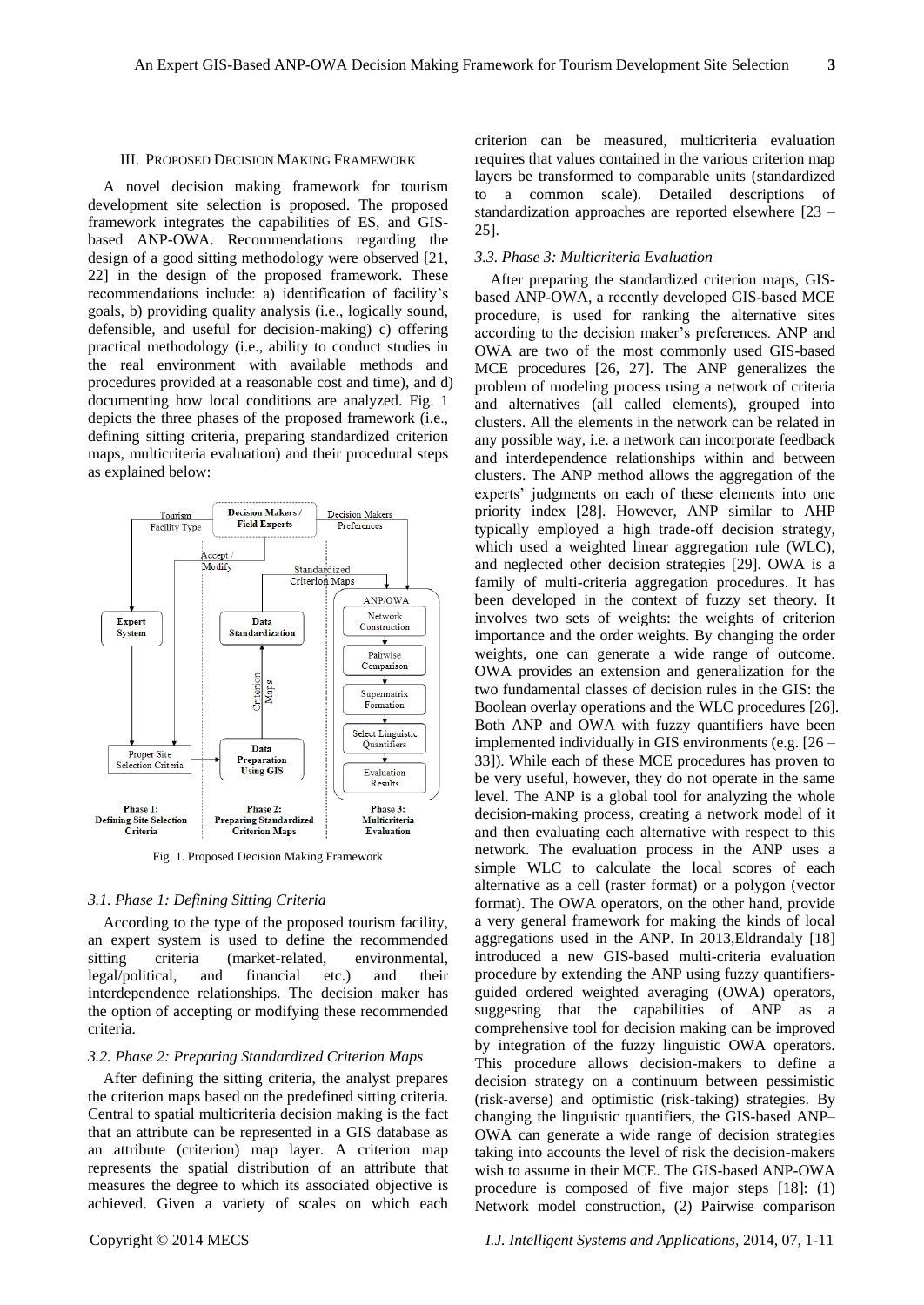## III. Proposed Decision Making Framework

A novel decision making framework for tourism development site selection is proposed. The proposed framework integrates the capabilities of ES, and GIS-based ANP-OWA. Recommendations regarding the design of a good sitting methodology were observed [21, 22] in the design of the proposed framework. These recommendations include: a) identification of facility's goals, b) providing quality analysis (i.e., logically sound, defensible, and useful for decision-making) c) offering practical methodology (i.e., ability to conduct studies in the real environment with available methods and procedures provided at a reasonable cost and time), and d) documenting how local conditions are analyzed. Fig. 1 depicts the three phases of the proposed framework (i.e., defining sitting criteria, preparing standardized criterion maps, multicriteria evaluation) and their procedural steps as explained below:

Fig. 1. Proposed Decision Making Framework

### 3.1. Phase 1: Defining Sitting Criteria

According to the type of the proposed tourism facility, an expert system is used to define the recommended sitting criteria (market-related, environmental, legal/political, and financial etc.) and their interdependence relationships. The decision maker has the option of accepting or modifying these recommended criteria.

### 3.2. Phase 2: Preparing Standardized Criterion Maps

After defining the sitting criteria, the analyst prepares the criterion maps based on the predefined sitting criteria. Central to spatial multicriteria decision making is the fact that an attribute can be represented in a GIS database as an attribute (criterion) map layer. A criterion map represents the spatial distribution of an attribute that measures the degree to which its associated objective is achieved. Given a variety of scales on which each criterion can be measured, multicriteria evaluation requires that values contained in the various criterion map layers be transformed to comparable units (standardized to a common scale). Detailed descriptions of standardization approaches are reported elsewhere [23 – 25].

### 3.3. Phase 3: Multicriteria Evaluation

After preparing the standardized criterion maps, GIS-based ANP-OWA, a recently developed GIS-based MCE procedure, is used for ranking the alternative sites according to the decision maker's preferences. ANP and OWA are two of the most commonly used GIS-based MCE procedures [26, 27]. The ANP generalizes the problem of modeling process using a network of criteria and alternatives (all called elements), grouped into clusters. All the elements in the network can be related in any possible way, i.e. a network can incorporate feedback and interdependence relationships within and between clusters. The ANP method allows the aggregation of the experts' judgments on each of these elements into one priority index [28]. However, ANP similar to AHP typically employed a high trade-off decision strategy, which used a weighted linear aggregation rule (WLC), and neglected other decision strategies [29]. OWA is a family of multi-criteria aggregation procedures. It has been developed in the context of fuzzy set theory. It involves two sets of weights: the weights of criterion importance and the order weights. By changing the order weights, one can generate a wide range of outcome. OWA provides an extension and generalization for the two fundamental classes of decision rules in the GIS: the Boolean overlay operations and the WLC procedures [26]. Both ANP and OWA with fuzzy quantifiers have been implemented individually in GIS environments (e.g. [26 – 33]). While each of these MCE procedures has proven to be very useful, however, they do not operate in the same level. The ANP is a global tool for analyzing the whole decision-making process, creating a network model of it and then evaluating each alternative with respect to this network. The evaluation process in the ANP uses a simple WLC to calculate the local scores of each alternative as a cell (raster format) or a polygon (vector format). The OWA operators, on the other hand, provide a very general framework for making the kinds of local aggregations used in the ANP. In 2013,Eldrandaly [18] introduced a new GIS-based multi-criteria evaluation procedure by extending the ANP using fuzzy quantifiers-guided ordered weighted averaging (OWA) operators, suggesting that the capabilities of ANP as a comprehensive tool for decision making can be improved by integration of the fuzzy linguistic OWA operators. This procedure allows decision-makers to define a decision strategy on a continuum between pessimistic (risk-averse) and optimistic (risk-taking) strategies. By changing the linguistic quantifiers, the GIS-based ANP–OWA can generate a wide range of decision strategies taking into accounts the level of risk the decision-makers wish to assume in their MCE. The GIS-based ANP-OWA procedure is composed of five major steps [18]: (1) Network model construction, (2) Pairwise comparison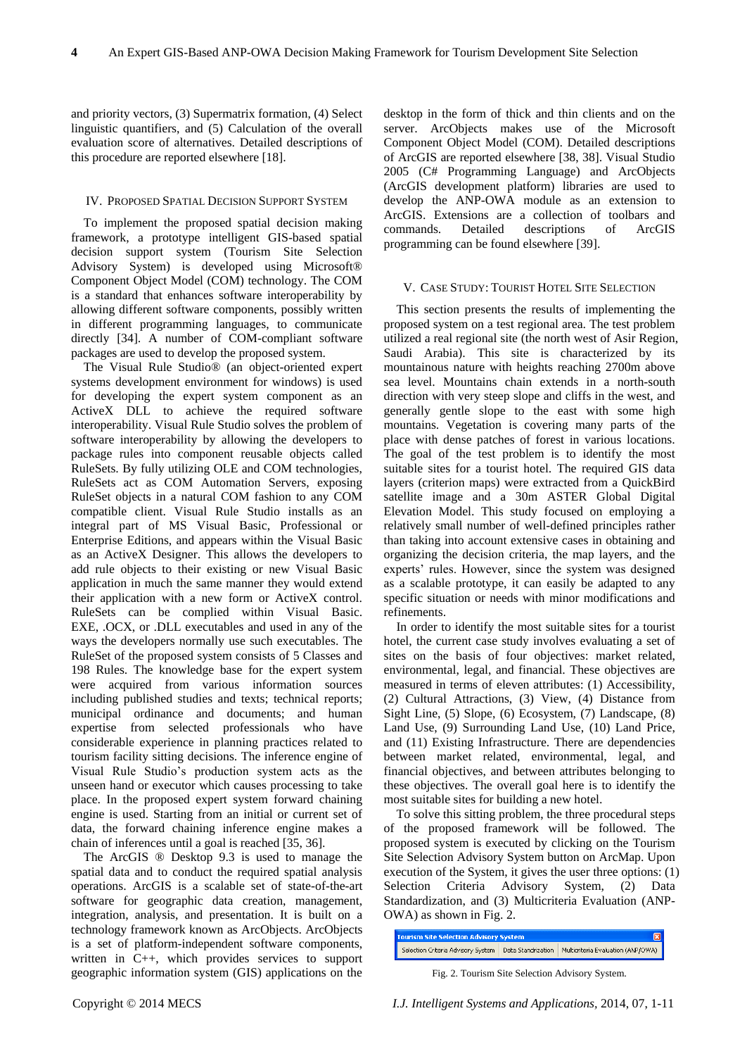and priority vectors, (3) Supermatrix formation, (4) Select linguistic quantifiers, and (5) Calculation of the overall evaluation score of alternatives. Detailed descriptions of this procedure are reported elsewhere [18].

## IV. Proposed Spatial Decision Support System

To implement the proposed spatial decision making framework, a prototype intelligent GIS-based spatial decision support system (Tourism Site Selection Advisory System) is developed using Microsoft® Component Object Model (COM) technology. The COM is a standard that enhances software interoperability by allowing different software components, possibly written in different programming languages, to communicate directly [34]. A number of COM-compliant software packages are used to develop the proposed system.

The Visual Rule Studio® (an object-oriented expert systems development environment for windows) is used for developing the expert system component as an ActiveX DLL to achieve the required software interoperability. Visual Rule Studio solves the problem of software interoperability by allowing the developers to package rules into component reusable objects called RuleSets. By fully utilizing OLE and COM technologies, RuleSets act as COM Automation Servers, exposing RuleSet objects in a natural COM fashion to any COM compatible client. Visual Rule Studio installs as an integral part of MS Visual Basic, Professional or Enterprise Editions, and appears within the Visual Basic as an ActiveX Designer. This allows the developers to add rule objects to their existing or new Visual Basic application in much the same manner they would extend their application with a new form or ActiveX control. RuleSets can be complied within Visual Basic. EXE, .OCX, or .DLL executables and used in any of the ways the developers normally use such executables. The RuleSet of the proposed system consists of 5 Classes and 198 Rules. The knowledge base for the expert system were acquired from various information sources including published studies and texts; technical reports; municipal ordinance and documents; and human expertise from selected professionals who have considerable experience in planning practices related to tourism facility sitting decisions. The inference engine of Visual Rule Studio's production system acts as the unseen hand or executor which causes processing to take place. In the proposed expert system forward chaining engine is used. Starting from an initial or current set of data, the forward chaining inference engine makes a chain of inferences until a goal is reached [35, 36].

The ArcGIS ® Desktop 9.3 is used to manage the spatial data and to conduct the required spatial analysis operations. ArcGIS is a scalable set of state-of-the-art software for geographic data creation, management, integration, analysis, and presentation. It is built on a technology framework known as ArcObjects. ArcObjects is a set of platform-independent software components, written in C++, which provides services to support geographic information system (GIS) applications on the desktop in the form of thick and thin clients and on the server. ArcObjects makes use of the Microsoft Component Object Model (COM). Detailed descriptions of ArcGIS are reported elsewhere [38, 38]. Visual Studio 2005 (C# Programming Language) and ArcObjects (ArcGIS development platform) libraries are used to develop the ANP-OWA module as an extension to ArcGIS. Extensions are a collection of toolbars and commands. Detailed descriptions of ArcGIS programming can be found elsewhere [39].

## V. Case Study: Tourist Hotel Site Selection

This section presents the results of implementing the proposed system on a test regional area. The test problem utilized a real regional site (the north west of Asir Region, Saudi Arabia). This site is characterized by its mountainous nature with heights reaching 2700m above sea level. Mountains chain extends in a north-south direction with very steep slope and cliffs in the west, and generally gentle slope to the east with some high mountains. Vegetation is covering many parts of the place with dense patches of forest in various locations. The goal of the test problem is to identify the most suitable sites for a tourist hotel. The required GIS data layers (criterion maps) were extracted from a QuickBird satellite image and a 30m ASTER Global Digital Elevation Model. This study focused on employing a relatively small number of well-defined principles rather than taking into account extensive cases in obtaining and organizing the decision criteria, the map layers, and the experts' rules. However, since the system was designed as a scalable prototype, it can easily be adapted to any specific situation or needs with minor modifications and refinements.

In order to identify the most suitable sites for a tourist hotel, the current case study involves evaluating a set of sites on the basis of four objectives: market related, environmental, legal, and financial. These objectives are measured in terms of eleven attributes: (1) Accessibility, (2) Cultural Attractions, (3) View, (4) Distance from Sight Line, (5) Slope, (6) Ecosystem, (7) Landscape, (8) Land Use, (9) Surrounding Land Use, (10) Land Price, and (11) Existing Infrastructure. There are dependencies between market related, environmental, legal, and financial objectives, and between attributes belonging to these objectives. The overall goal here is to identify the most suitable sites for building a new hotel.

To solve this sitting problem, the three procedural steps of the proposed framework will be followed. The proposed system is executed by clicking on the Tourism Site Selection Advisory System button on ArcMap. Upon execution of the System, it gives the user three options: (1) Selection Criteria Advisory System, (2) Data Standardization, and (3) Multicriteria Evaluation (ANP-OWA) as shown in Fig. 2.

| Tourism Site Selection Advisory System | | |
|---|---|---|
| Selection Criteria Advisory System | Data Standrdization | Multicriteria Evaluation (ANP/OWA) |

Fig. 2. Tourism Site Selection Advisory System.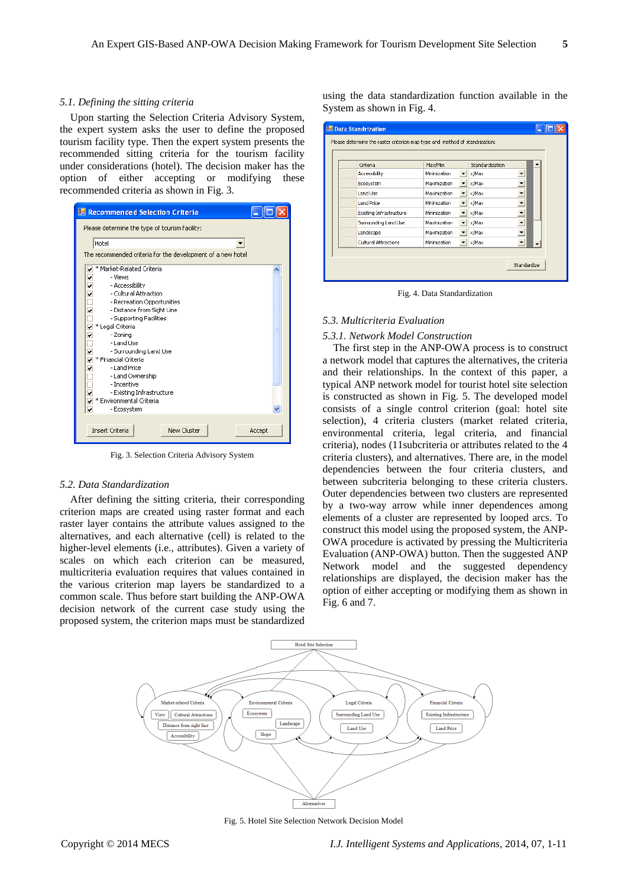### 5.1. Defining the sitting criteria

Upon starting the Selection Criteria Advisory System, the expert system asks the user to define the proposed tourism facility type. Then the expert system presents the recommended sitting criteria for the tourism facility under considerations (hotel). The decision maker has the option of either accepting or modifying these recommended criteria as shown in Fig. 3.

Fig. 3. Selection Criteria Advisory System

### 5.2. Data Standardization

After defining the sitting criteria, their corresponding criterion maps are created using raster format and each raster layer contains the attribute values assigned to the alternatives, and each alternative (cell) is related to the higher-level elements (i.e., attributes). Given a variety of scales on which each criterion can be measured, multicriteria evaluation requires that values contained in the various criterion map layers be standardized to a common scale. Thus before start building the ANP-OWA decision network of the current case study using the proposed system, the criterion maps must be standardized using the data standardization function available in the System as shown in Fig. 4.

Fig. 4. Data Standardization

### 5.3. Multicriteria Evaluation

#### 5.3.1. Network Model Construction

The first step in the ANP-OWA process is to construct a network model that captures the alternatives, the criteria and their relationships. In the context of this paper, a typical ANP network model for tourist hotel site selection is constructed as shown in Fig. 5. The developed model consists of a single control criterion (goal: hotel site selection), 4 criteria clusters (market related criteria, environmental criteria, legal criteria, and financial criteria), nodes (11subcriteria or attributes related to the 4 criteria clusters), and alternatives. There are, in the model dependencies between the four criteria clusters, and between subcriteria belonging to these criteria clusters. Outer dependencies between two clusters are represented by a two-way arrow while inner dependences among elements of a cluster are represented by looped arcs. To construct this model using the proposed system, the ANP-OWA procedure is activated by pressing the Multicriteria Evaluation (ANP-OWA) button. Then the suggested ANP Network model and the suggested dependency relationships are displayed, the decision maker has the option of either accepting or modifying them as shown in Fig. 6 and 7.

Fig. 5. Hotel Site Selection Network Decision Model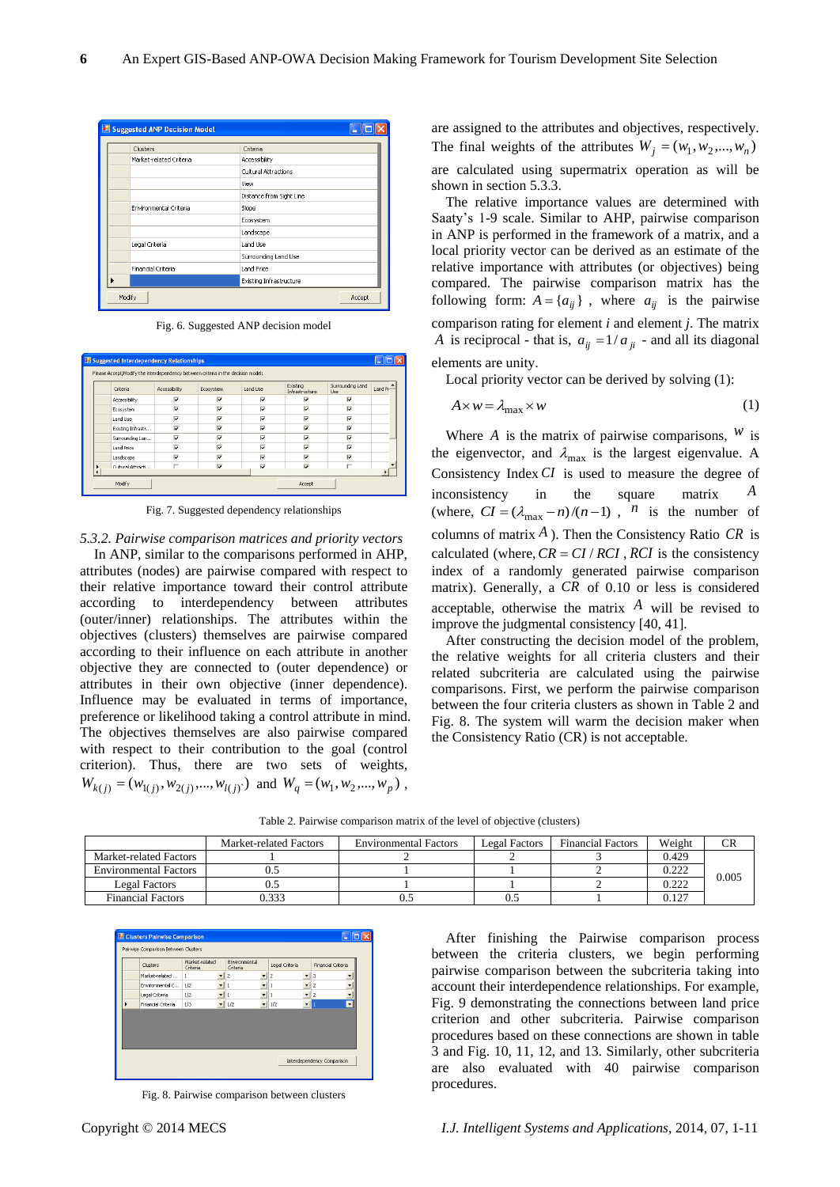Fig. 6. Suggested ANP decision model

Fig. 7. Suggested dependency relationships

### 5.3.2. Pairwise comparison matrices and priority vectors

In ANP, similar to the comparisons performed in AHP, attributes (nodes) are pairwise compared with respect to their relative importance toward their control attribute according to interdependency between attributes (outer/inner) relationships. The attributes within the objectives (clusters) themselves are pairwise compared according to their influence on each attribute in another objective they are connected to (outer dependence) or attributes in their own objective (inner dependence). Influence may be evaluated in terms of importance, preference or likelihood taking a control attribute in mind. The objectives themselves are also pairwise compared with respect to their contribution to the goal (control criterion). Thus, there are two sets of weights, $W_{k(j)} = (w_{1(j)}, w_{2(j)}, ..., w_{l(j)})$ and $W_q = (w_1, w_2, ..., w_p)$, are assigned to the attributes and objectives, respectively. The final weights of the attributes $W_j = (w_1, w_2, ..., w_n)$ are calculated using supermatrix operation as will be shown in section 5.3.3.

The relative importance values are determined with Saaty's 1-9 scale. Similar to AHP, pairwise comparison in ANP is performed in the framework of a matrix, and a local priority can be derived as an estimate of the relative importance with attributes (or objectives) being compared. The pairwise comparison matrix has the following form: $A = \{a_{ij}\}$, where $a_{ij}$ is the pairwise comparison rating for element $i$ and element $j$. The matrix $A$ is reciprocal - that is, $a_{ij} = 1/a_{ji}$ - and all its diagonal elements are unity.

Local priority vector can be derived by solving (1):

$$A \times w = \lambda_{\max} \times w \tag{1}$$

Where $A$ is the matrix of pairwise comparisons, $w$ is the eigenvector, and $\lambda_{\max}$ is the largest eigenvalue. A Consistency Index $CI$ is used to measure the degree of inconsistency in the square matrix $A$ (where, $CI = (\lambda_{\max} - n)/(n-1)$, $n$ is the number of columns of matrix $A$). Then the Consistency Ratio $CR$ is calculated (where, $CR = CI / RCI$, $RCI$ is the consistency index of a randomly generated pairwise comparison matrix). Generally, a $CR$ of 0.10 or less is considered acceptable, otherwise the matrix $A$ will be revised to improve the judgmental consistency [40, 41].

After constructing the decision model of the problem, the relative weights for all criteria clusters and their related subcriteria are calculated using the pairwise comparisons. First, we perform the pairwise comparison between the four criteria clusters as shown in Table 2 and Fig. 8. The system will warm the decision maker when the Consistency Ratio (CR) is not acceptable.

Table 2. Pairwise comparison matrix of the level of objective (clusters)

| | Market-related Factors | Environmental Factors | Legal Factors | Financial Factors | Weight | CR |
|---|---|---|---|---|---|---|
| Market-related Factors | 1 | 2 | 2 | 3 | 0.429 | 0.005 |
| Environmental Factors | 0.5 | 1 | 1 | 2 | 0.222 | |
| Legal Factors | 0.5 | 1 | 1 | 2 | 0.222 | |
| Financial Factors | 0.333 | 0.5 | 0.5 | 1 | 0.127 | |

Fig. 8. Pairwise comparison between clusters

After finishing the Pairwise comparison process between the criteria clusters, we begin performing pairwise comparison between the subcriteria taking into account their interdependence relationships. For example, Fig. 9 demonstrating the connections between land price criterion and other subcriteria. Pairwise comparison procedures based on these connections are shown in table 3 and Fig. 10, 11, 12, and 13. Similarly, other subcriteria are also evaluated with 40 pairwise comparison procedures.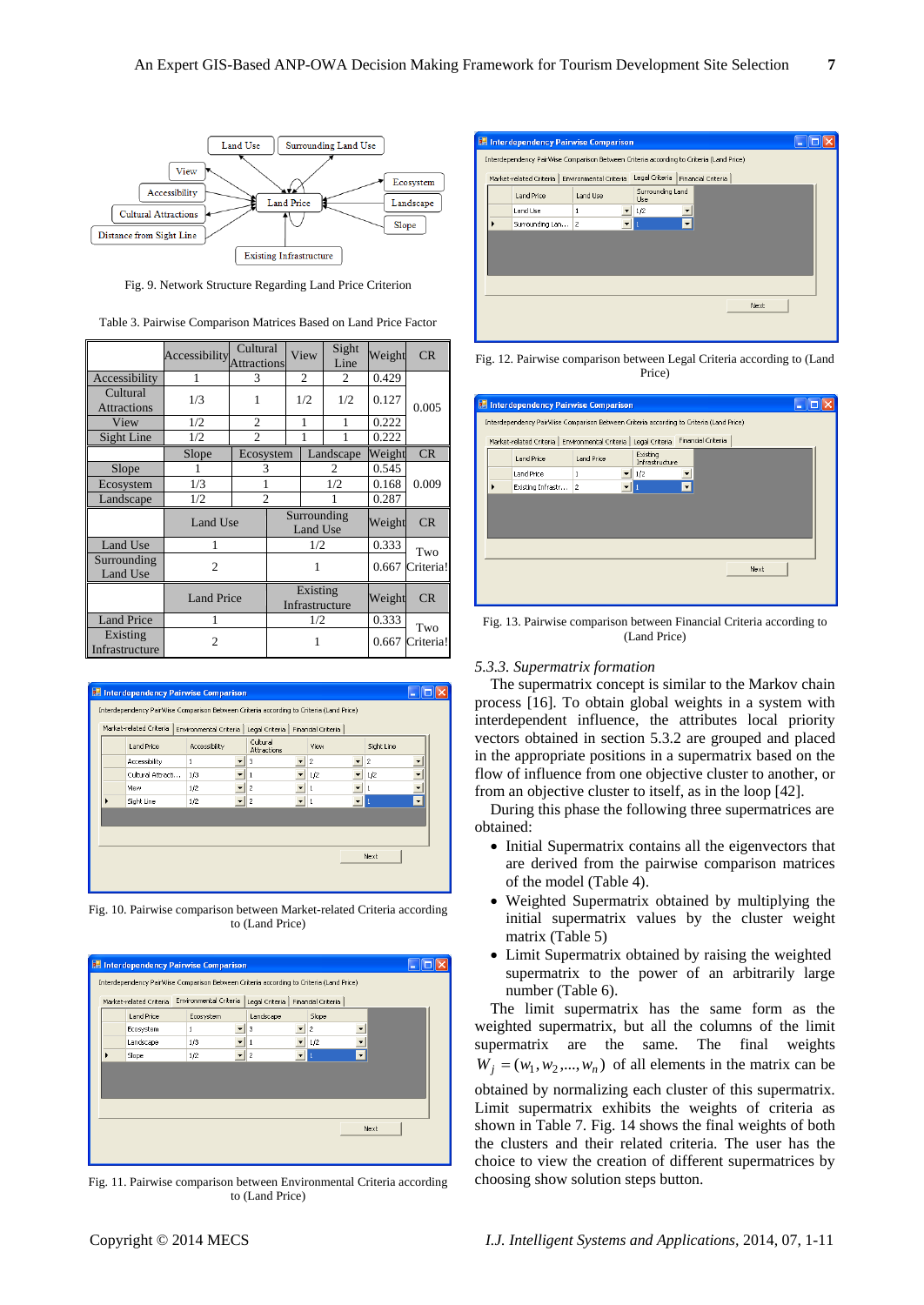Fig. 9. Network Structure Regarding Land Price Criterion

Table 3. Pairwise Comparison Matrices Based on Land Price Factor

| | Accessibility | Cultural Attractions | View | Sight Line | Weight | CR |
|---|---|---|---|---|---|---|
| Accessibility | 1 | 3 | 2 | 2 | 0.429 | 0.005 |
| Cultural Attractions | 1/3 | 1 | 1/2 | 1/2 | 0.127 | |
| View | 1/2 | 2 | 1 | 1 | 0.222 | |
| Sight Line | 1/2 | 2 | 1 | 1 | 0.222 | |
| | Slope | Ecosystem | Landscape | | Weight | CR |
| Slope | 1 | 3 | 2 | | 0.545 | 0.009 |
| Ecosystem | 1/3 | 1 | 1/2 | | 0.168 | |
| Landscape | 1/2 | 2 | 1 | | 0.287 | |
| | Land Use | Surrounding Land Use | | | Weight | CR |
| Land Use | 1 | 1/2 | | | 0.333 | Two Criteria! |
| Surrounding Land Use | 2 | 1 | | | 0.667 | |
| | Land Price | Existing Infrastructure | | | Weight | CR |
| Land Price | 1 | 1/2 | | | 0.333 | Two Criteria! |
| Existing Infrastructure | 2 | 1 | | | 0.667 | |

Fig. 10. Pairwise comparison between Market-related Criteria according to (Land Price)

Fig. 11. Pairwise comparison between Environmental Criteria according to (Land Price)

Fig. 12. Pairwise comparison between Legal Criteria according to (Land Price)

Fig. 13. Pairwise comparison between Financial Criteria according to (Land Price)

### 5.3.3. Supermatrix formation

The supermatrix concept is similar to the Markov chain process [16]. To obtain global weights in a system with interdependent influence, the attributes local priority vectors obtained in section 5.3.2 are grouped and placed in the appropriate positions in a supermatrix based on the flow of influence from one objective cluster to another, or from an objective cluster to itself, as in the loop [42].

During this phase the following three supermatrices are obtained:

- Initial Supermatrix contains all the eigenvectors that are derived from the pairwise comparison matrices of the model (Table 4).
- Weighted Supermatrix obtained by multiplying the initial supermatrix values by the cluster weight matrix (Table 5)
- Limit Supermatrix obtained by raising the weighted supermatrix to the power of an arbitrarily large number (Table 6).

The limit supermatrix has the same form as the weighted supermatrix, but all the columns of the limit supermatrix are the same. The final weights $W_j = (w_1, w_2, ..., w_n)$ of all elements in the matrix can be obtained by normalizing each cluster of this supermatrix. Limit supermatrix exhibits the weights of criteria as shown in Table 7. Fig. 14 shows the final weights of both the clusters and their related criteria. The user has the choice to view the creation of different supermatrices by choosing show solution steps button.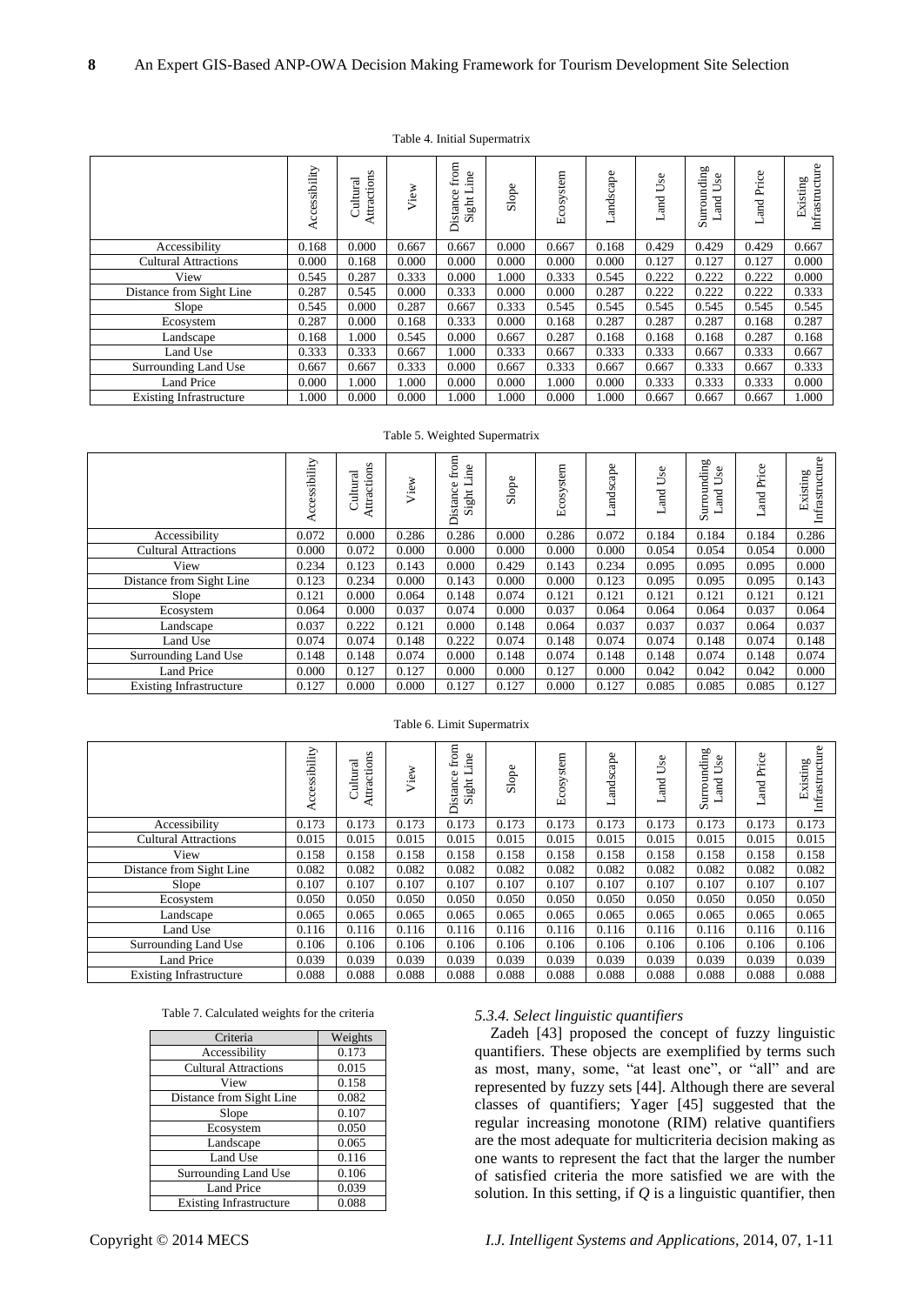Table 4. Initial Supermatrix

| | Accessibility | Cultural Attractions | View | Distance from Sight Line | Slope | Ecosystem | Landscape | Land Use | Surrounding Land Use | Land Price | Existing Infrastructure |
|---|---|---|---|---|---|---|---|---|---|---|---|
| Accessibility | 0.168 | 0.000 | 0.667 | 0.667 | 0.000 | 0.667 | 0.168 | 0.429 | 0.429 | 0.429 | 0.667 |
| Cultural Attractions | 0.000 | 0.168 | 0.000 | 0.000 | 0.000 | 0.000 | 0.000 | 0.127 | 0.127 | 0.127 | 0.000 |
| View | 0.545 | 0.287 | 0.333 | 0.000 | 1.000 | 0.333 | 0.545 | 0.222 | 0.222 | 0.222 | 0.000 |
| Distance from Sight Line | 0.287 | 0.545 | 0.000 | 0.333 | 0.000 | 0.000 | 0.287 | 0.222 | 0.222 | 0.222 | 0.333 |
| Slope | 0.545 | 0.000 | 0.287 | 0.667 | 0.333 | 0.545 | 0.545 | 0.545 | 0.545 | 0.545 | 0.545 |
| Ecosystem | 0.287 | 0.000 | 0.168 | 0.333 | 0.000 | 0.168 | 0.287 | 0.287 | 0.287 | 0.168 | 0.287 |
| Landscape | 0.168 | 1.000 | 0.545 | 0.000 | 0.667 | 0.287 | 0.168 | 0.168 | 0.168 | 0.287 | 0.168 |
| Land Use | 0.333 | 0.333 | 0.667 | 1.000 | 0.333 | 0.667 | 0.333 | 0.333 | 0.667 | 0.333 | 0.667 |
| Surrounding Land Use | 0.667 | 0.667 | 0.333 | 0.000 | 0.667 | 0.333 | 0.667 | 0.667 | 0.333 | 0.667 | 0.333 |
| Land Price | 0.000 | 1.000 | 1.000 | 0.000 | 0.000 | 1.000 | 0.000 | 0.333 | 0.333 | 0.333 | 0.000 |
| Existing Infrastructure | 1.000 | 0.000 | 0.000 | 1.000 | 1.000 | 0.000 | 1.000 | 0.667 | 0.667 | 0.667 | 1.000 |

Table 5. Weighted Supermatrix

| | Accessibility | Cultural Attractions | View | Distance from Sight Line | Slope | Ecosystem | Landscape | Land Use | Surrounding Land Use | Land Price | Existing Infrastructure |
|---|---|---|---|---|---|---|---|---|---|---|---|
| Accessibility | 0.072 | 0.000 | 0.286 | 0.286 | 0.000 | 0.286 | 0.072 | 0.184 | 0.184 | 0.184 | 0.286 |
| Cultural Attractions | 0.000 | 0.072 | 0.000 | 0.000 | 0.000 | 0.000 | 0.000 | 0.054 | 0.054 | 0.054 | 0.000 |
| View | 0.234 | 0.123 | 0.143 | 0.000 | 0.429 | 0.143 | 0.234 | 0.095 | 0.095 | 0.095 | 0.000 |
| Distance from Sight Line | 0.123 | 0.234 | 0.000 | 0.143 | 0.000 | 0.000 | 0.123 | 0.095 | 0.095 | 0.095 | 0.143 |
| Slope | 0.121 | 0.000 | 0.064 | 0.148 | 0.074 | 0.121 | 0.121 | 0.121 | 0.121 | 0.121 | 0.121 |
| Ecosystem | 0.064 | 0.000 | 0.037 | 0.074 | 0.000 | 0.037 | 0.064 | 0.064 | 0.064 | 0.037 | 0.064 |
| Landscape | 0.037 | 0.222 | 0.121 | 0.000 | 0.148 | 0.064 | 0.037 | 0.037 | 0.037 | 0.064 | 0.037 |
| Land Use | 0.074 | 0.074 | 0.148 | 0.222 | 0.074 | 0.148 | 0.074 | 0.074 | 0.148 | 0.074 | 0.148 |
| Surrounding Land Use | 0.148 | 0.148 | 0.074 | 0.000 | 0.148 | 0.074 | 0.148 | 0.148 | 0.074 | 0.148 | 0.074 |
| Land Price | 0.000 | 0.127 | 0.127 | 0.000 | 0.000 | 0.127 | 0.000 | 0.042 | 0.042 | 0.042 | 0.000 |
| Existing Infrastructure | 0.127 | 0.000 | 0.000 | 0.127 | 0.127 | 0.000 | 0.127 | 0.085 | 0.085 | 0.085 | 0.127 |

Table 6. Limit Supermatrix

| | Accessibility | Cultural Attractions | View | Distance from Sight Line | Slope | Ecosystem | Landscape | Land Use | Surrounding Land Use | Land Price | Existing Infrastructure |
|---|---|---|---|---|---|---|---|---|---|---|---|
| Accessibility | 0.173 | 0.173 | 0.173 | 0.173 | 0.173 | 0.173 | 0.173 | 0.173 | 0.173 | 0.173 | 0.173 |
| Cultural Attractions | 0.015 | 0.015 | 0.015 | 0.015 | 0.015 | 0.015 | 0.015 | 0.015 | 0.015 | 0.015 | 0.015 |
| View | 0.158 | 0.158 | 0.158 | 0.158 | 0.158 | 0.158 | 0.158 | 0.158 | 0.158 | 0.158 | 0.158 |
| Distance from Sight Line | 0.082 | 0.082 | 0.082 | 0.082 | 0.082 | 0.082 | 0.082 | 0.082 | 0.082 | 0.082 | 0.082 |
| Slope | 0.107 | 0.107 | 0.107 | 0.107 | 0.107 | 0.107 | 0.107 | 0.107 | 0.107 | 0.107 | 0.107 |
| Ecosystem | 0.050 | 0.050 | 0.050 | 0.050 | 0.050 | 0.050 | 0.050 | 0.050 | 0.050 | 0.050 | 0.050 |
| Landscape | 0.065 | 0.065 | 0.065 | 0.065 | 0.065 | 0.065 | 0.065 | 0.065 | 0.065 | 0.065 | 0.065 |
| Land Use | 0.116 | 0.116 | 0.116 | 0.116 | 0.116 | 0.116 | 0.116 | 0.116 | 0.116 | 0.116 | 0.116 |
| Surrounding Land Use | 0.106 | 0.106 | 0.106 | 0.106 | 0.106 | 0.106 | 0.106 | 0.106 | 0.106 | 0.106 | 0.106 |
| Land Price | 0.039 | 0.039 | 0.039 | 0.039 | 0.039 | 0.039 | 0.039 | 0.039 | 0.039 | 0.039 | 0.039 |
| Existing Infrastructure | 0.088 | 0.088 | 0.088 | 0.088 | 0.088 | 0.088 | 0.088 | 0.088 | 0.088 | 0.088 | 0.088 |

Table 7. Calculated weights for the criteria

| Criteria | Weights |
|---|---|
| Accessibility | 0.173 |
| Cultural Attractions | 0.015 |
| View | 0.158 |
| Distance from Sight Line | 0.082 |
| Slope | 0.107 |
| Ecosystem | 0.050 |
| Landscape | 0.065 |
| Land Use | 0.116 |
| Surrounding Land Use | 0.106 |
| Land Price | 0.039 |
| Existing Infrastructure | 0.088 |

### *5.3.4. Select linguistic quantifiers*

Zadeh [43] proposed the concept of fuzzy linguistic quantifiers. These objects are exemplified by terms such as most, many, some, "at least one", or "all" and are represented by fuzzy sets [44]. Although there are several classes of quantifiers; Yager [45] suggested that the regular increasing monotone (RIM) relative quantifiers are the most adequate for multicriteria decision making as one wants to represent the fact that the larger the number of satisfied criteria the more satisfied we are with the solution. In this setting, if $Q$ is a linguistic quantifier, then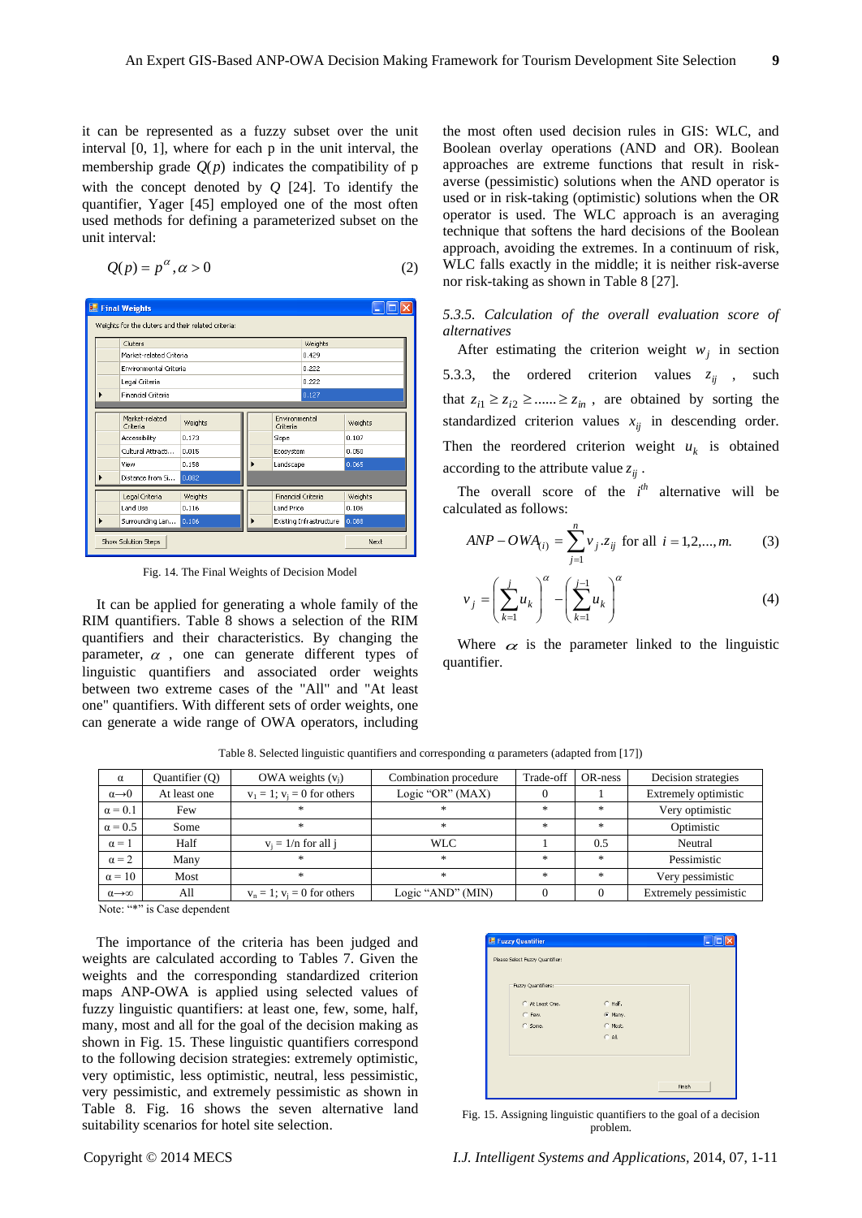it can be represented as a fuzzy subset over the unit interval [0, 1], where for each p in the unit interval, the membership grade $Q(p)$ indicates the compatibility of p with the concept denoted by $Q$ [24]. To identify the quantifier, Yager [45] employed one of the most often used methods for defining a parameterized subset on the unit interval:

$$Q(p) = p^{\alpha}, \alpha > 0 \tag{2}$$

Fig. 14. The Final Weights of Decision Model

It can be applied for generating a whole family of the RIM quantifiers. Table 8 shows a selection of the RIM quantifiers and their characteristics. By changing the parameter, $\alpha$, one can generate different types of linguistic quantifiers and associated order weights between two extreme cases of the "All" and "At least one" quantifiers. With different sets of order weights, one can generate a wide range of OWA operators, including the most often used decision rules in GIS: WLC, and Boolean overlay operations (AND and OR). Boolean approaches are extreme functions that result in risk-averse (pessimistic) solutions when the AND operator is used or in risk-taking (optimistic) solutions when the OR operator is used. The WLC approach is an averaging technique that softens the hard decisions of the Boolean approach, avoiding the extremes. In a continuum of risk, WLC falls exactly in the middle; it is neither risk-averse nor risk-taking as shown in Table 8 [27].

### *5.3.5. Calculation of the overall evaluation score of alternatives*

After estimating the criterion weight $w_j$ in section 5.3.3, the ordered criterion values $z_{ij}$, such that $z_{i1} \geq z_{i2} \geq ...... \geq z_{in}$, are obtained by sorting the standardized criterion values $x_{ij}$ in descending order. Then the reordered criterion weight $u_k$ is obtained according to the attribute value $z_{ij}$.

The overall score of the $i^{th}$ alternative will be calculated as follows:

$$ANP - OWA_{(i)} = \sum_{j=1}^{n} v_j . z_{ij} \text{ for all } i = 1,2,...,m. \tag{3}$$

$$v_j = \left(\sum_{k=1}^{j} u_k\right)^{\alpha} - \left(\sum_{k=1}^{j-1} u_k\right)^{\alpha} \tag{4}$$

Where $\alpha$ is the parameter linked to the linguistic quantifier.

Table 8. Selected linguistic quantifiers and corresponding α parameters (adapted from [17])

| α | Quantifier (Q) | OWA weights ($v_j$) | Combination procedure | Trade-off | OR-ness | Decision strategies |
|---|---|---|---|---|---|---|
| α→0 | At least one | $v_1 = 1$; $v_j = 0$ for others | Logic "OR" (MAX) | 0 | 1 | Extremely optimistic |
| α = 0.1 | Few | * | * | * | * | Very optimistic |
| α = 0.5 | Some | * | * | * | * | Optimistic |
| α = 1 | Half | $v_j = 1/n$ for all j | WLC | 1 | 0.5 | Neutral |
| α = 2 | Many | * | * | * | * | Pessimistic |
| α = 10 | Most | * | * | * | * | Very pessimistic |
| α→∞ | All | $v_n = 1$; $v_j = 0$ for others | Logic "AND" (MIN) | 0 | 0 | Extremely pessimistic |

Note: "*" is Case dependent

The importance of the criteria has been judged and weights are calculated according to Tables 7. Given the weights and the corresponding standardized criterion maps ANP-OWA is applied using selected values of fuzzy linguistic quantifiers: at least one, few, some, half, many, most and all for the goal of the decision making as shown in Fig. 15. These linguistic quantifiers correspond to the following decision strategies: extremely optimistic, very optimistic, less optimistic, neutral, less pessimistic, very pessimistic, and extremely pessimistic as shown in Table 8. Fig. 16 shows the seven alternative land suitability scenarios for hotel site selection.

Fig. 15. Assigning linguistic quantifiers to the goal of a decision problem.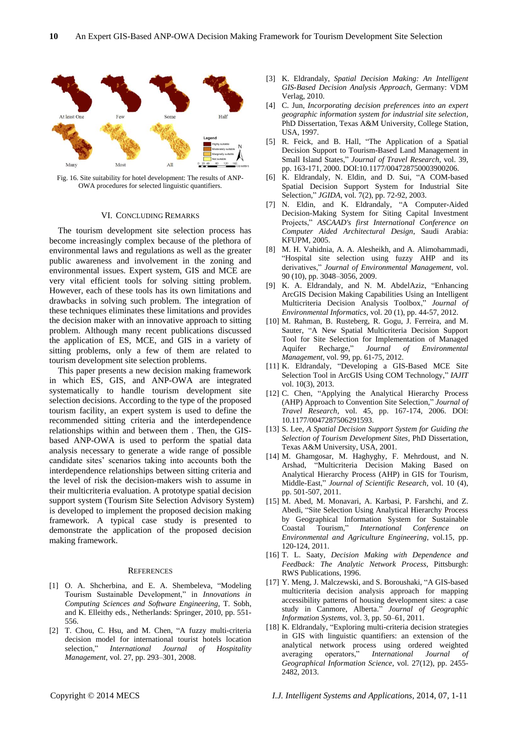Fig. 16. Site suitability for hotel development: The results of ANP-OWA procedures for selected linguistic quantifiers.

## VI. Concluding Remarks

The tourism development site selection process has become increasingly complex because of the plethora of environmental laws and regulations as well as the greater public awareness and involvement in the zoning and environmental issues. Expert system, GIS and MCE are very vital efficient tools for solving sitting problem. However, each of these tools has its own limitations and drawbacks in solving such problem. The integration of these techniques eliminates these limitations and provides the decision maker with an innovative approach to sitting problem. Although many recent publications discussed the application of ES, MCE, and GIS in a variety of sitting problems, only a few of them are related to tourism development site selection problems.

This paper presents a new decision making framework in which ES, GIS, and ANP-OWA are integrated systematically to handle tourism development site selection decisions. According to the type of the proposed tourism facility, an expert system is used to define the recommended sitting criteria and the interdependence relationships within and between them . Then, the GIS-based ANP-OWA is used to perform the spatial data analysis necessary to generate a wide range of possible candidate sites' scenarios taking into accounts both the interdependence relationships between sitting criteria and the level of risk the decision-makers wish to assume in their multicriteria evaluation. A prototype spatial decision support system (Tourism Site Selection Advisory System) is developed to implement the proposed decision making framework. A typical case study is presented to demonstrate the application of the proposed decision making framework.

## References

[1] O. A. Shcherbina, and E. A. Shembeleva, "Modeling Tourism Sustainable Development," in *Innovations in Computing Sciences and Software Engineering*, T. Sobh, and K. Elleithy eds., Netherlands: Springer, 2010, pp. 551-556.

[2] T. Chou, C. Hsu, and M. Chen, "A fuzzy multi-criteria decision model for international tourist hotels location selection," *International Journal of Hospitality Management*, vol. 27, pp. 293–301, 2008.

[3] K. Eldrandaly, *Spatial Decision Making: An Intelligent GIS-Based Decision Analysis Approach*, Germany: VDM Verlag, 2010.

[4] C. Jun, *Incorporating decision preferences into an expert geographic information system for industrial site selection*, PhD Dissertation, Texas A&M University, College Station, USA, 1997.

[5] R. Feick, and B. Hall, "The Application of a Spatial Decision Support to Tourism-Based Land Management in Small Island States," *Journal of Travel Research*, vol. 39, pp. 163-171, 2000. DOI:10.1177/004728750003900206.

[6] K. Eldrandaly, N. Eldin, and D. Sui, "A COM-based Spatial Decision Support System for Industrial Site Selection," *JGIDA*, vol. 7(2), pp. 72-92, 2003.

[7] N. Eldin, and K. Eldrandaly, "A Computer-Aided Decision-Making System for Siting Capital Investment Projects," *ASCAAD's first International Conference on Computer Aided Architectural Design*, Saudi Arabia: KFUPM, 2005.

[8] M. H. Vahidnia, A. A. Alesheikh, and A. Alimohammadi, "Hospital site selection using fuzzy AHP and its derivatives," *Journal of Environmental Management*, vol. 90 (10), pp. 3048–3056, 2009.

[9] K. A. Eldrandaly, and N. M. AbdelAziz, "Enhancing ArcGIS Decision Making Capabilities Using an Intelligent Multicriteria Decision Analysis Toolbox," *Journal of Environmental Informatics*, vol. 20 (1), pp. 44-57, 2012.

[10] M. Rahman, B. Rusteberg, R. Gogu, J. Ferreira, and M. Sauter, "A New Spatial Multicriteria Decision Support Tool for Site Selection for Implementation of Managed Aquifer Recharge," *Journal of Environmental Management*, vol. 99, pp. 61-75, 2012.

[11] K. Eldrandaly, "Developing a GIS-Based MCE Site Selection Tool in ArcGIS Using COM Technology," *IAJIT* vol. 10(3), 2013.

[12] C. Chen, "Applying the Analytical Hierarchy Process (AHP) Approach to Convention Site Selection," *Journal of Travel Research*, vol. 45, pp. 167-174, 2006. DOI: 10.1177/0047287506291593.

[13] S. Lee, *A Spatial Decision Support System for Guiding the Selection of Tourism Development Sites*, PhD Dissertation, Texas A&M University, USA, 2001.

[14] M. Ghamgosar, M. Haghyghy, F. Mehrdoust, and N. Arshad, "Multicriteria Decision Making Based on Analytical Hierarchy Process (AHP) in GIS for Tourism, Middle-East," *Journal of Scientific Research*, vol. 10 (4), pp. 501-507, 2011.

[15] M. Abed, M. Monavari, A. Karbasi, P. Farshchi, and Z. Abedi, "Site Selection Using Analytical Hierarchy Process by Geographical Information System for Sustainable Coastal Tourism," *International Conference on Environmental and Agriculture Engineering*, vol.15, pp. 120-124, 2011.

[16] T. L. Saaty, *Decision Making with Dependence and Feedback: The Analytic Network Process*, Pittsburgh: RWS Publications, 1996.

[17] Y. Meng, J. Malczewski, and S. Boroushaki, "A GIS-based multicriteria decision analysis approach for mapping accessibility patterns of housing development sites: a case study in Canmore, Alberta." *Journal of Geographic Information Systems*, vol. 3, pp. 50–61, 2011.

[18] K. Eldrandaly, "Exploring multi-criteria decision strategies in GIS with linguistic quantifiers: an extension of the analytical network process using ordered weighted averaging operators," *International Journal of Geographical Information Science*, vol. 27(12), pp. 2455-2482, 2013.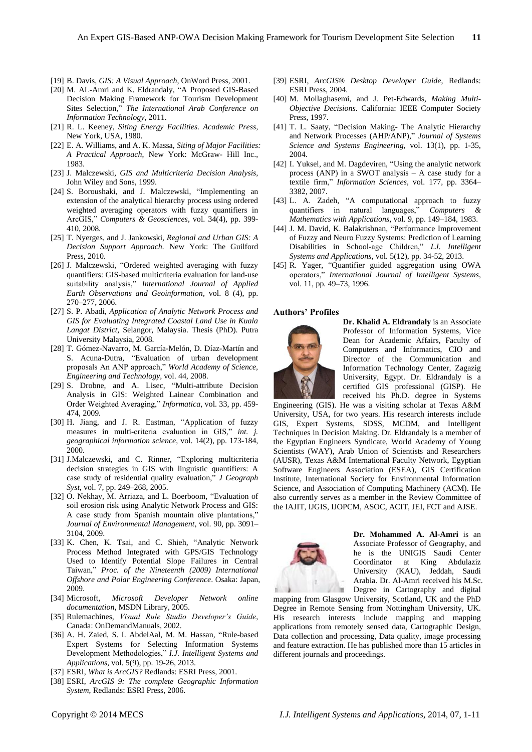[19] B. Davis, *GIS: A Visual Approach*, OnWord Press, 2001.

[20] M. AL-Amri and K. Eldrandaly, "A Proposed GIS-Based Decision Making Framework for Tourism Development Sites Selection," *The International Arab Conference on Information Technology*, 2011.

[21] R. L. Keeney, *Siting Energy Facilities. Academic Press*, New York, USA, 1980.

[22] E. A. Williams, and A. K. Massa, *Siting of Major Facilities: A Practical Approach*, New York: McGraw- Hill Inc., 1983.

[23] J. Malczewski, *GIS and Multicriteria Decision Analysis*, John Wiley and Sons, 1999.

[24] S. Boroushaki, and J. Malczewski, "Implementing an extension of the analytical hierarchy process using ordered weighted averaging operators with fuzzy quantifiers in ArcGIS," *Computers & Geosciences*, vol. 34(4), pp. 399-410, 2008.

[25] T. Nyerges, and J. Jankowski, *Regional and Urban GIS: A Decision Support Approach*. New York: The Guilford Press, 2010.

[26] J. Malczewski, "Ordered weighted averaging with fuzzy quantifiers: GIS-based multicriteria evaluation for land-use suitability analysis," *International Journal of Applied Earth Observations and Geoinformation*, vol. 8 (4), pp. 270–277, 2006.

[27] S. P. Abadi, *Application of Analytic Network Process and GIS for Evaluating Integrated Coastal Land Use in Kuala Langat District*, Selangor, Malaysia. Thesis (PhD). Putra University Malaysia, 2008.

[28] T. Gómez-Navarro, M. García-Melón, D. Díaz-Martín and S. Acuna-Dutra, "Evaluation of urban development proposals An ANP approach," *World Academy of Science, Engineering and Technology*, vol. 44, 2008.

[29] S. Drobne, and A. Lisec, "Multi-attribute Decision Analysis in GIS: Weighted Lainear Combination and Order Weighted Averaging," *Informatica*, vol. 33, pp. 459-474, 2009.

[30] H. Jiang, and J. R. Eastman, "Application of fuzzy measures in multi-criteria evaluation in GIS," *int. j. geographical information science*, vol. 14(2), pp. 173-184, 2000.

[31] J.Malczewski, and C. Rinner, "Exploring multicriteria decision strategies in GIS with linguistic quantifiers: A case study of residential quality evaluation," *J Geograph Syst*, vol. 7, pp. 249–268, 2005.

[32] O. Nekhay, M. Arriaza, and L. Boerboom, "Evaluation of soil erosion risk using Analytic Network Process and GIS: A case study from Spanish mountain olive plantations," *Journal of Environmental Management*, vol. 90, pp. 3091–3104, 2009.

[33] K. Chen, K. Tsai, and C. Shieh, "Analytic Network Process Method Integrated with GPS/GIS Technology Used to Identify Potential Slope Failures in Central Taiwan," *Proc. of the Nineteenth (2009) International Offshore and Polar Engineering Conference*. Osaka: Japan, 2009.

[34] Microsoft, *Microsoft Developer Network online documentation*, MSDN Library, 2005.

[35] Rulemachines, *Visual Rule Studio Developer's Guide*, Canada: OnDemandManuals, 2002.

[36] A. H. Zaied, S. I. AbdelAal, M. M. Hassan, "Rule-based Expert Systems for Selecting Information Systems Development Methodologies," *I.J. Intelligent Systems and Applications*, vol. 5(9), pp. 19-26, 2013.

[37] ESRI, *What is ArcGIS?* Redlands: ESRI Press, 2001.

[38] ESRI, *ArcGIS 9: The complete Geographic Information System*, Redlands: ESRI Press, 2006.

[39] ESRI, *ArcGIS® Desktop Developer Guide*, Redlands: ESRI Press, 2004.

[40] M. Mollaghasemi, and J. Pet-Edwards, *Making Multi-Objective Decisions*. California: IEEE Computer Society Press, 1997.

[41] T. L. Saaty, "Decision Making- The Analytic Hierarchy and Network Processes (AHP/ANP)," *Journal of Systems Science and Systems Engineering*, vol. 13(1), pp. 1-35, 2004.

[42] I. Yuksel, and M. Dagdeviren, "Using the analytic network process (ANP) in a SWOT analysis – A case study for a textile firm," *Information Sciences*, vol. 177, pp. 3364–3382, 2007.

[43] L. A. Zadeh, "A computational approach to fuzzy quantifiers in natural languages," *Computers & Mathematics with Applications*, vol. 9, pp. 149–184, 1983.

[44] J. M. David, K. Balakrishnan, "Performance Improvement of Fuzzy and Neuro Fuzzy Systems: Prediction of Learning Disabilities in School-age Children," *I.J. Intelligent Systems and Applications*, vol. 5(12), pp. 34-52, 2013.

[45] R. Yager, "Quantifier guided aggregation using OWA operators," *International Journal of Intelligent Systems*, vol. 11, pp. 49–73, 1996.

## Authors' Profiles

**Dr. Khalid A. Eldrandaly** is an Associate Professor of Information Systems, Vice Dean for Academic Affairs, Faculty of Computers and Informatics, CIO and Director of the Communication and Information Technology Center, Zagazig University, Egypt. Dr. Eldrandaly is a certified GIS professional (GISP). He received his Ph.D. degree in Systems Engineering (GIS). He was a visiting scholar at Texas A&M University, USA, for two years. His research interests include GIS, Expert Systems, SDSS, MCDM, and Intelligent Techniques in Decision Making. Dr. Eldrandaly is a member of the Egyptian Engineers Syndicate, World Academy of Young Scientists (WAY), Arab Union of Scientists and Researchers (AUSR), Texas A&M International Faculty Network, Egyptian Software Engineers Association (ESEA), GIS Certification Institute, International Society for Environmental Information Science, and Association of Computing Machinery (ACM). He also currently serves as a member in the Review Committee of the IAJIT, IJGIS, IJOPCM, ASOC, ACIT, JEI, FCT and AJSE.

**Dr. Mohammed A. Al-Amri** is an Associate Professor of Geography, and he is the UNIGIS Saudi Center Coordinator at King Abdulaziz University (KAU), Jeddah, Saudi Arabia. Dr. Al-Amri received his M.Sc. Degree in Cartography and digital mapping from Glasgow University, Scotland, UK and the PhD Degree in Remote Sensing from Nottingham University, UK. His research interests include mapping and mapping applications from remotely sensed data, Cartographic Design, Data collection and processing, Data quality, image processing and feature extraction. He has published more than 15 articles in different journals and proceedings.